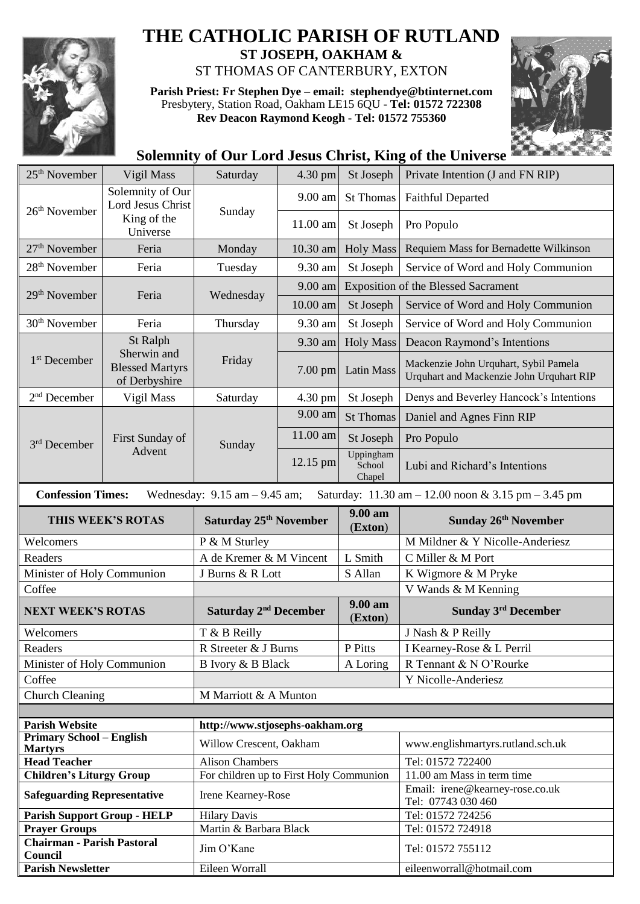# THE CATHOLIC PARISH OF RUTLAND

## ST JOSEPH, OAKHAM &

ST THOMAS OF CANTERBURY, EXTON

**Parish Priest: Fr Stephen Dye** – **email: stephendye@btinternet.com**
Presbytery, Station Road, Oakham LE15 6QU - **Tel: 01572 722308**
**Rev Deacon Raymond Keogh - Tel: 01572 755360**

## Solemnity of Our Lord Jesus Christ, King of the Universe

| Date | Occasion | Day | Time | Location | Intention |
|---|---|---|---|---|---|
| 25th November | Vigil Mass | Saturday | 4.30 pm | St Joseph | Private Intention (J and FN RIP) |
| 26th November | Solemnity of Our Lord Jesus Christ King of the Universe | Sunday | 9.00 am | St Thomas | Faithful Departed |
| | | | 11.00 am | St Joseph | Pro Populo |
| 27th November | Feria | Monday | 10.30 am | Holy Mass | Requiem Mass for Bernadette Wilkinson |
| 28th November | Feria | Tuesday | 9.30 am | St Joseph | Service of Word and Holy Communion |
| 29th November | Feria | Wednesday | 9.00 am | Exposition of the Blessed Sacrament | |
| | | | 10.00 am | St Joseph | Service of Word and Holy Communion |
| 30th November | Feria | Thursday | 9.30 am | St Joseph | Service of Word and Holy Communion |
| 1st December | St Ralph Sherwin and Blessed Martyrs of Derbyshire | Friday | 9.30 am | Holy Mass | Deacon Raymond's Intentions |
| | | | 7.00 pm | Latin Mass | Mackenzie John Urquhart, Sybil Pamela Urquhart and Mackenzie John Urquhart RIP |
| 2nd December | Vigil Mass | Saturday | 4.30 pm | St Joseph | Denys and Beverley Hancock's Intentions |
| 3rd December | First Sunday of Advent | Sunday | 9.00 am | St Thomas | Daniel and Agnes Finn RIP |
| | | | 11.00 am | St Joseph | Pro Populo |
| | | | 12.15 pm | Uppingham School Chapel | Lubi and Richard's Intentions |

**Confession Times:** Wednesday: 9.15 am – 9.45 am; Saturday: 11.30 am – 12.00 noon & 3.15 pm – 3.45 pm

| THIS WEEK'S ROTAS | Saturday 25th November | 9.00 am (Exton) | Sunday 26th November |
|---|---|---|---|
| Welcomers | P & M Sturley | | M Mildner & Y Nicolle-Anderiesz |
| Readers | A de Kremer & M Vincent | L Smith | C Miller & M Port |
| Minister of Holy Communion | J Burns & R Lott | S Allan | K Wigmore & M Pryke |
| Coffee | | | V Wands & M Kenning |
| **NEXT WEEK'S ROTAS** | **Saturday 2nd December** | **9.00 am (Exton)** | **Sunday 3rd December** |
| Welcomers | T & B Reilly | | J Nash & P Reilly |
| Readers | R Streeter & J Burns | P Pitts | I Kearney-Rose & L Perril |
| Minister of Holy Communion | B Ivory & B Black | A Loring | R Tennant & N O'Rourke |
| Coffee | | | Y Nicolle-Anderiesz |
| Church Cleaning | M Marriott & A Munton | | |

| | | |
|---|---|---|
| **Parish Website** | http://www.stjosephs-oakham.org | |
| **Primary School – English Martyrs** | Willow Crescent, Oakham | www.englishmartyrs.rutland.sch.uk |
| **Head Teacher** | Alison Chambers | Tel: 01572 722400 |
| **Children's Liturgy Group** | For children up to First Holy Communion | 11.00 am Mass in term time |
| **Safeguarding Representative** | Irene Kearney-Rose | Email: irene@kearney-rose.co.uk Tel: 07743 030 460 |
| **Parish Support Group - HELP** | Hilary Davis | Tel: 01572 724256 |
| **Prayer Groups** | Martin & Barbara Black | Tel: 01572 724918 |
| **Chairman - Parish Pastoral Council** | Jim O'Kane | Tel: 01572 755112 |
| **Parish Newsletter** | Eileen Worrall | eileenworrall@hotmail.com |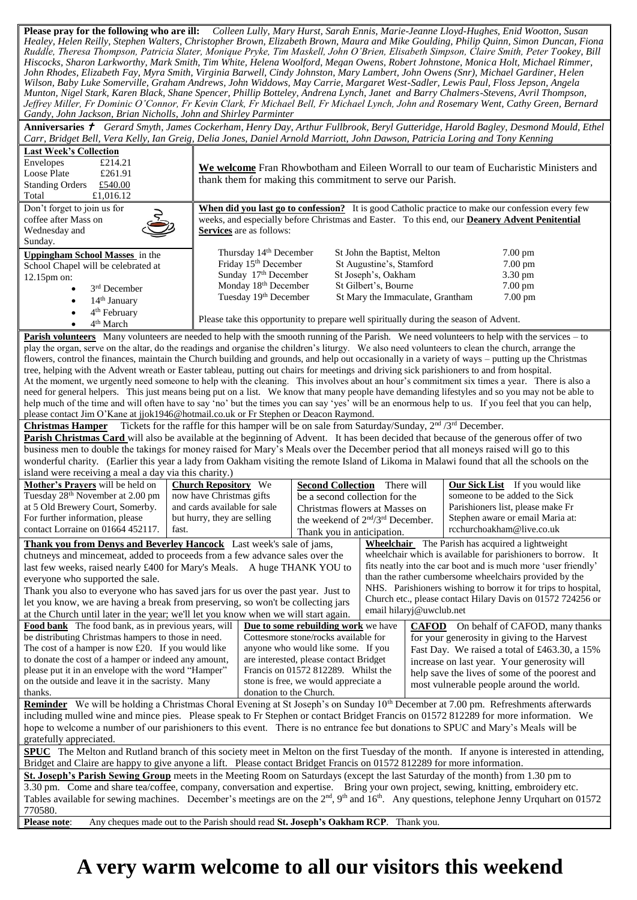**Please pray for the following who are ill:** *Colleen Lully, Mary Hurst, Sarah Ennis, Marie-Jeanne Lloyd-Hughes, Enid Wootton, Susan Healey, Helen Reilly, Stephen Walters, Christopher Brown, Elizabeth Brown, Maura and Mike Goulding, Philip Quinn, Simon Duncan, Fiona Ruddle, Theresa Thompson, Patricia Slater, Monique Pryke, Tim Maskell, John O'Brien, Elisabeth Simpson, Claire Smith, Peter Tookey, Bill Hiscocks, Sharon Larkworthy, Mark Smith, Tim White, Helena Woolford, Megan Owens, Robert Johnstone, Monica Holt, Michael Rimmer, John Rhodes, Elizabeth Fay, Myra Smith, Virginia Barwell, Cindy Johnston, Mary Lambert, John Owens (Snr), Michael Gardiner, Helen Wilson, Baby Luke Somerville, Graham Andrews, John Widdows, May Carrie, Margaret West-Sadler, Lewis Paul, Floss Jepson, Angela Munton, Nigel Stark, Karen Black, Shane Spencer, Phillip Botteley, Andrena Lynch, Janet and Barry Chalmers-Stevens, Avril Thompson, Jeffrey Miller, Fr Dominic O'Connor, Fr Kevin Clark, Fr Michael Bell, Fr Michael Lynch, John and Rosemary Went, Cathy Green, Bernard Gandy, John Jackson, Brian Nicholls, John and Shirley Parminter*

**Anniversaries** ✝ *Gerard Smyth, James Cockerham, Henry Day, Arthur Fullbrook, Beryl Gutteridge, Harold Bagley, Desmond Mould, Ethel Carr, Bridget Bell, Vera Kelly, Ian Greig, Delia Jones, Daniel Arnold Marriott, John Dawson, Patricia Loring and Tony Kenning*

**Last Week's Collection**

| | |
|---|---|
| Envelopes | £214.21 |
| Loose Plate | £261.91 |
| Standing Orders | £540.00 |
| Total | £1,016.12 |

**We welcome** Fran Rhowbotham and Eileen Worrall to our team of Eucharistic Ministers and thank them for making this commitment to serve our Parish.

Don't forget to join us for coffee after Mass on Wednesday and Sunday.

**When did you last go to confession?** It is good Catholic practice to make our confession every few weeks, and especially before Christmas and Easter. To this end, our **Deanery Advent Penitential Services** are as follows:

| | | |
|---|---|---|
| Thursday 14th December | St John the Baptist, Melton | 7.00 pm |
| Friday 15th December | St Augustine's, Stamford | 7.00 pm |
| Sunday 17th December | St Joseph's, Oakham | 3.30 pm |
| Monday 18th December | St Gilbert's, Bourne | 7.00 pm |
| Tuesday 19th December | St Mary the Immaculate, Grantham | 7.00 pm |

Please take this opportunity to prepare well spiritually during the season of Advent.

**Uppingham School Masses** in the School Chapel will be celebrated at 12.15pm on:

- 3rd December
- 14th January
- 4th February
- 4th March

**Parish volunteers** Many volunteers are needed to help with the smooth running of the Parish. We need volunteers to help with the services – to play the organ, serve on the altar, do the readings and organise the children's liturgy. We also need volunteers to clean the church, arrange the flowers, control the finances, maintain the Church building and grounds, and help out occasionally in a variety of ways – putting up the Christmas tree, helping with the Advent wreath or Easter tableau, putting out chairs for meetings and driving sick parishioners to and from hospital. At the moment, we urgently need someone to help with the cleaning. This involves about an hour's commitment six times a year. There is also a need for general helpers. This just means being put on a list. We know that many people have demanding lifestyles and so you may not be able to help much of the time and will often have to say 'no' but the times you can say 'yes' will be an enormous help to us. If you feel that you can help, please contact Jim O'Kane at jjok1946@hotmail.co.uk or Fr Stephen or Deacon Raymond.

**Christmas Hamper** Tickets for the raffle for this hamper will be on sale from Saturday/Sunday, 2nd /3rd December.

**Parish Christmas Card** will also be available at the beginning of Advent. It has been decided that because of the generous offer of two business men to double the takings for money raised for Mary's Meals over the December period that all moneys raised will go to this wonderful charity. (Earlier this year a lady from Oakham visiting the remote Island of Likoma in Malawi found that all the schools on the island were receiving a meal a day via this charity.)

**Mother's Prayers** will be held on Tuesday 28th November at 2.00 pm at 5 Old Brewery Court, Somerby. For further information, please contact Lorraine on 01664 452117.

**Church Repository** We now have Christmas gifts and cards available for sale but hurry, they are selling fast.

**Second Collection** There will be a second collection for the Christmas flowers at Masses on the weekend of 2nd/3rd December. Thank you in anticipation.

**Our Sick List** If you would like someone to be added to the Sick Parishioners list, please make Fr Stephen aware or email Maria at: rcchurchoakham@live.co.uk

**Thank you from Denys and Beverley Hancock** Last week's sale of jams, chutneys and mincemeat, added to proceeds from a few advance sales over the last few weeks, raised nearly £400 for Mary's Meals. A huge THANK YOU to everyone who supported the sale.
Thank you also to everyone who has saved jars for us over the past year. Just to let you know, we are having a break from preserving, so won't be collecting jars at the Church until later in the year; we'll let you know when we will start again.

**Wheelchair** The Parish has acquired a lightweight wheelchair which is available for parishioners to borrow. It fits neatly into the car boot and is much more 'user friendly' than the rather cumbersome wheelchairs provided by the NHS. Parishioners wishing to borrow it for trips to hospital, Church etc., please contact Hilary Davis on 01572 724256 or email hilaryj@uwclub.net

**Food bank** The food bank, as in previous years, will be distributing Christmas hampers to those in need. The cost of a hamper is now £20. If you would like to donate the cost of a hamper or indeed any amount, please put it in an envelope with the word "Hamper" on the outside and leave it in the sacristy. Many thanks.

**Due to some rebuilding work** we have Cottesmore stone/rocks available for anyone who would like some. If you are interested, please contact Bridget Francis on 01572 812289. Whilst the stone is free, we would appreciate a donation to the Church.

**CAFOD** On behalf of CAFOD, many thanks for your generosity in giving to the Harvest Fast Day. We raised a total of £463.30, a 15% increase on last year. Your generosity will help save the lives of some of the poorest and most vulnerable people around the world.

**Reminder** We will be holding a Christmas Choral Evening at St Joseph's on Sunday 10th December at 7.00 pm. Refreshments afterwards including mulled wine and mince pies. Please speak to Fr Stephen or contact Bridget Francis on 01572 812289 for more information. We hope to welcome a number of our parishioners to this event. There is no entrance fee but donations to SPUC and Mary's Meals will be gratefully appreciated.

**SPUC** The Melton and Rutland branch of this society meet in Melton on the first Tuesday of the month. If anyone is interested in attending, Bridget and Claire are happy to give anyone a lift. Please contact Bridget Francis on 01572 812289 for more information.

**St. Joseph's Parish Sewing Group** meets in the Meeting Room on Saturdays (except the last Saturday of the month) from 1.30 pm to 3.30 pm. Come and share tea/coffee, company, conversation and expertise. Bring your own project, sewing, knitting, embroidery etc. Tables available for sewing machines. December's meetings are on the 2nd, 9th and 16th. Any questions, telephone Jenny Urquhart on 01572 770580.

**Please note**: Any cheques made out to the Parish should read **St. Joseph's Oakham RCP**. Thank you.

# A very warm welcome to all our visitors this weekend